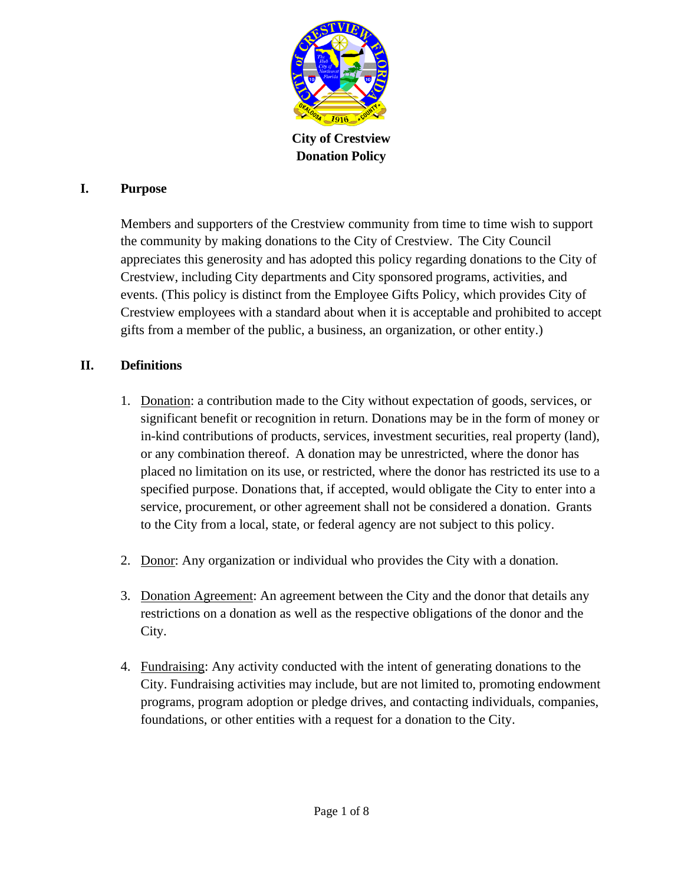# City of Crestview
# Donation Policy

## I. Purpose

Members and supporters of the Crestview community from time to time wish to support the community by making donations to the City of Crestview. The City Council appreciates this generosity and has adopted this policy regarding donations to the City of Crestview, including City departments and City sponsored programs, activities, and events. (This policy is distinct from the Employee Gifts Policy, which provides City of Crestview employees with a standard about when it is acceptable and prohibited to accept gifts from a member of the public, a business, an organization, or other entity.)

## II. Definitions

1. <u>Donation</u>: a contribution made to the City without expectation of goods, services, or significant benefit or recognition in return. Donations may be in the form of money or in-kind contributions of products, services, investment securities, real property (land), or any combination thereof. A donation may be unrestricted, where the donor has placed no limitation on its use, or restricted, where the donor has restricted its use to a specified purpose. Donations that, if accepted, would obligate the City to enter into a service, procurement, or other agreement shall not be considered a donation. Grants to the City from a local, state, or federal agency are not subject to this policy.

2. <u>Donor</u>: Any organization or individual who provides the City with a donation.

3. <u>Donation Agreement</u>: An agreement between the City and the donor that details any restrictions on a donation as well as the respective obligations of the donor and the City.

4. <u>Fundraising</u>: Any activity conducted with the intent of generating donations to the City. Fundraising activities may include, but are not limited to, promoting endowment programs, program adoption or pledge drives, and contacting individuals, companies, foundations, or other entities with a request for a donation to the City.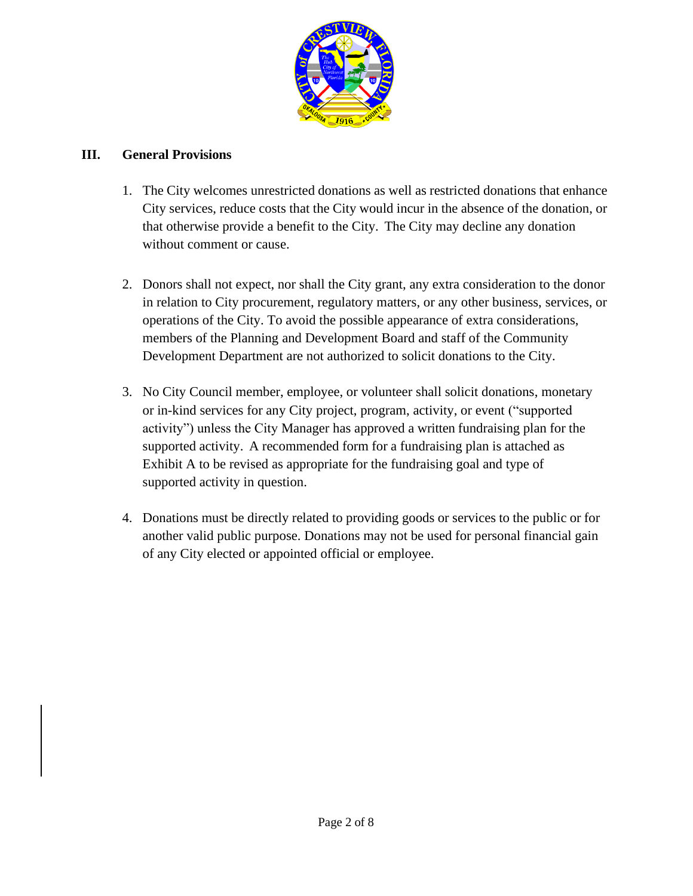## III. General Provisions

1. The City welcomes unrestricted donations as well as restricted donations that enhance City services, reduce costs that the City would incur in the absence of the donation, or that otherwise provide a benefit to the City. The City may decline any donation without comment or cause.

2. Donors shall not expect, nor shall the City grant, any extra consideration to the donor in relation to City procurement, regulatory matters, or any other business, services, or operations of the City. To avoid the possible appearance of extra considerations, members of the Planning and Development Board and staff of the Community Development Department are not authorized to solicit donations to the City.

3. No City Council member, employee, or volunteer shall solicit donations, monetary or in-kind services for any City project, program, activity, or event ("supported activity") unless the City Manager has approved a written fundraising plan for the supported activity. A recommended form for a fundraising plan is attached as Exhibit A to be revised as appropriate for the fundraising goal and type of supported activity in question.

4. Donations must be directly related to providing goods or services to the public or for another valid public purpose. Donations may not be used for personal financial gain of any City elected or appointed official or employee.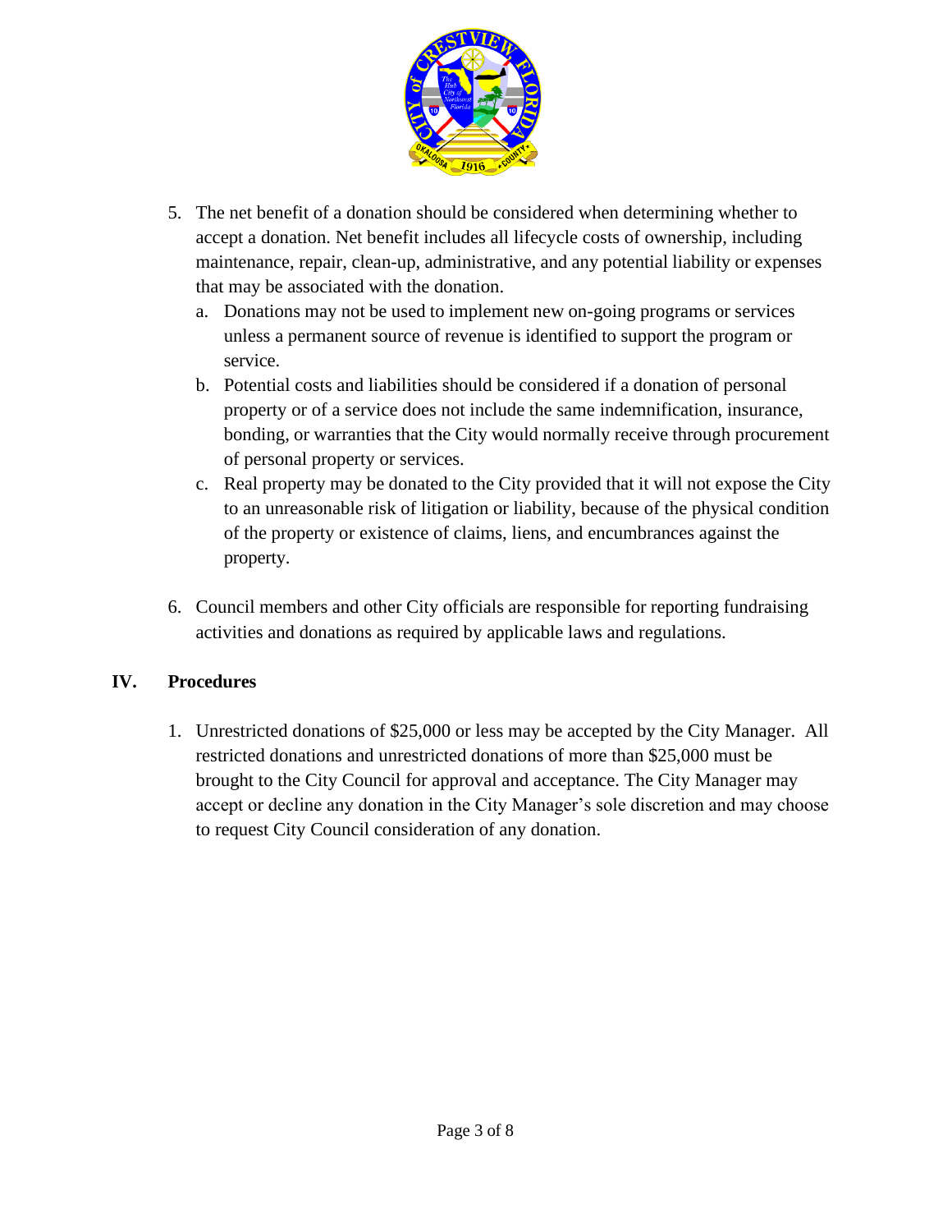5. The net benefit of a donation should be considered when determining whether to accept a donation. Net benefit includes all lifecycle costs of ownership, including maintenance, repair, clean-up, administrative, and any potential liability or expenses that may be associated with the donation.
   a. Donations may not be used to implement new on-going programs or services unless a permanent source of revenue is identified to support the program or service.
   b. Potential costs and liabilities should be considered if a donation of personal property or of a service does not include the same indemnification, insurance, bonding, or warranties that the City would normally receive through procurement of personal property or services.
   c. Real property may be donated to the City provided that it will not expose the City to an unreasonable risk of litigation or liability, because of the physical condition of the property or existence of claims, liens, and encumbrances against the property.

6. Council members and other City officials are responsible for reporting fundraising activities and donations as required by applicable laws and regulations.

## IV. Procedures

1. Unrestricted donations of $25,000 or less may be accepted by the City Manager. All restricted donations and unrestricted donations of more than $25,000 must be brought to the City Council for approval and acceptance. The City Manager may accept or decline any donation in the City Manager's sole discretion and may choose to request City Council consideration of any donation.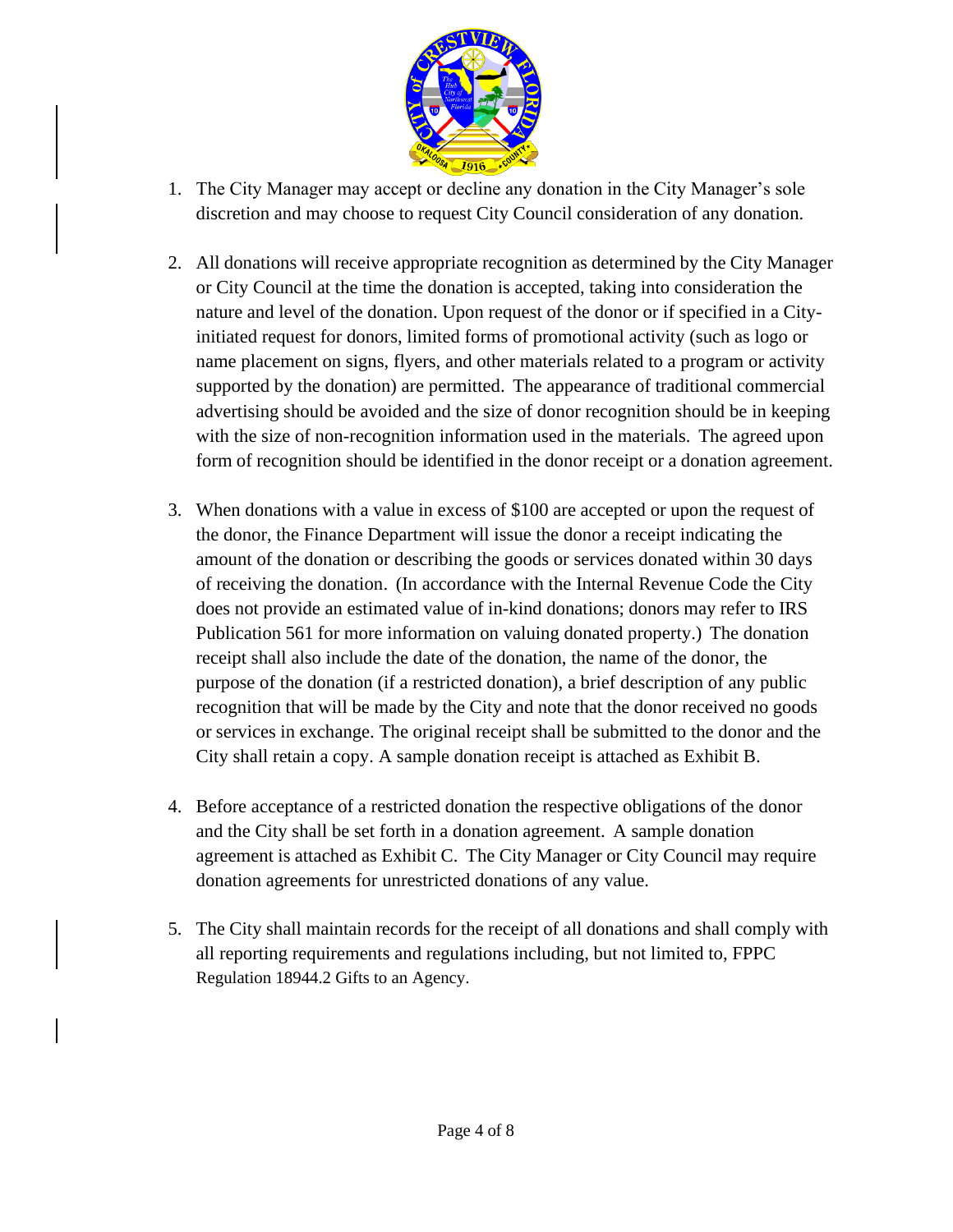1. The City Manager may accept or decline any donation in the City Manager's sole discretion and may choose to request City Council consideration of any donation.

2. All donations will receive appropriate recognition as determined by the City Manager or City Council at the time the donation is accepted, taking into consideration the nature and level of the donation. Upon request of the donor or if specified in a City-initiated request for donors, limited forms of promotional activity (such as logo or name placement on signs, flyers, and other materials related to a program or activity supported by the donation) are permitted. The appearance of traditional commercial advertising should be avoided and the size of donor recognition should be in keeping with the size of non-recognition information used in the materials. The agreed upon form of recognition should be identified in the donor receipt or a donation agreement.

3. When donations with a value in excess of $100 are accepted or upon the request of the donor, the Finance Department will issue the donor a receipt indicating the amount of the donation or describing the goods or services donated within 30 days of receiving the donation. (In accordance with the Internal Revenue Code the City does not provide an estimated value of in-kind donations; donors may refer to IRS Publication 561 for more information on valuing donated property.) The donation receipt shall also include the date of the donation, the name of the donor, the purpose of the donation (if a restricted donation), a brief description of any public recognition that will be made by the City and note that the donor received no goods or services in exchange. The original receipt shall be submitted to the donor and the City shall retain a copy. A sample donation receipt is attached as Exhibit B.

4. Before acceptance of a restricted donation the respective obligations of the donor and the City shall be set forth in a donation agreement. A sample donation agreement is attached as Exhibit C. The City Manager or City Council may require donation agreements for unrestricted donations of any value.

5. The City shall maintain records for the receipt of all donations and shall comply with all reporting requirements and regulations including, but not limited to, FPPC Regulation 18944.2 Gifts to an Agency.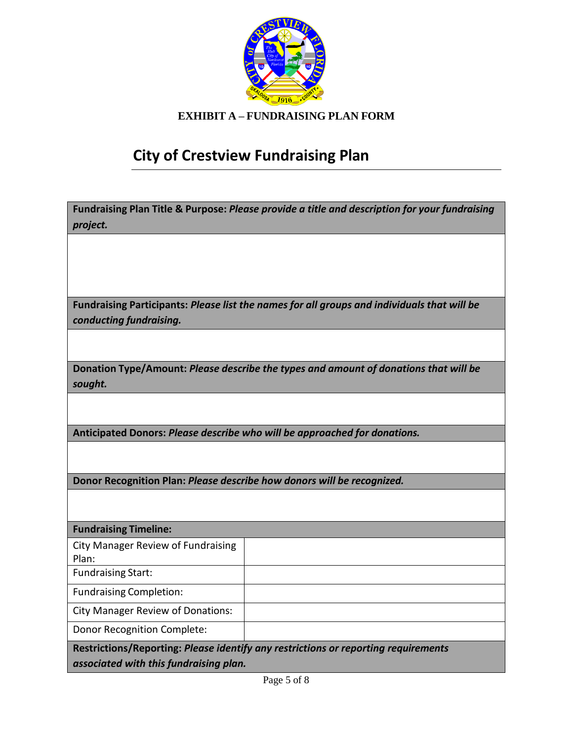**EXHIBIT A – FUNDRAISING PLAN FORM**

# City of Crestview Fundraising Plan

**Fundraising Plan Title & Purpose:** ***Please provide a title and description for your fundraising project.***

**Fundraising Participants:** ***Please list the names for all groups and individuals that will be conducting fundraising.***

**Donation Type/Amount:** ***Please describe the types and amount of donations that will be sought.***

**Anticipated Donors:** ***Please describe who will be approached for donations.***

**Donor Recognition Plan:** ***Please describe how donors will be recognized.***

**Fundraising Timeline:**

| | |
|---|---|
| City Manager Review of Fundraising Plan: | |
| Fundraising Start: | |
| Fundraising Completion: | |
| City Manager Review of Donations: | |
| Donor Recognition Complete: | |

**Restrictions/Reporting:** ***Please identify any restrictions or reporting requirements associated with this fundraising plan.***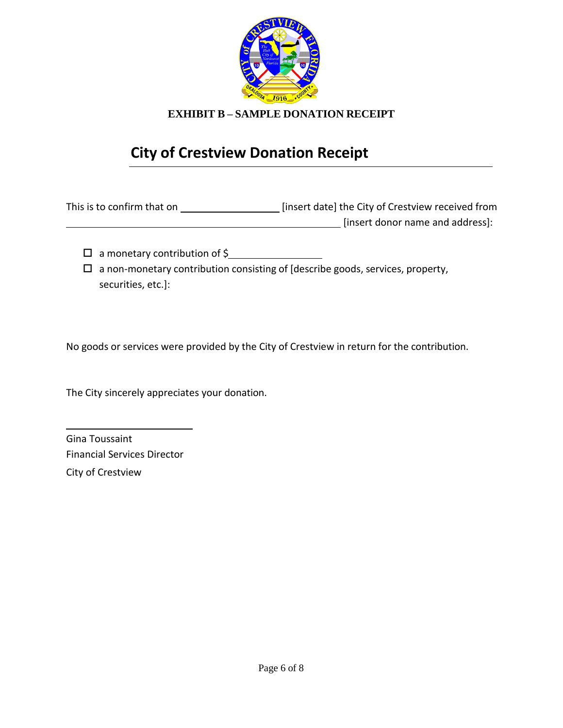**EXHIBIT B – SAMPLE DONATION RECEIPT**

# City of Crestview Donation Receipt

This is to confirm that on ___________________ [insert date] the City of Crestview received from ____________________________________________________ [insert donor name and address]:

- ☐ a monetary contribution of $_________________
- ☐ a non-monetary contribution consisting of [describe goods, services, property, securities, etc.]:

No goods or services were provided by the City of Crestview in return for the contribution.

The City sincerely appreciates your donation.

________________________

Gina Toussaint
Financial Services Director
City of Crestview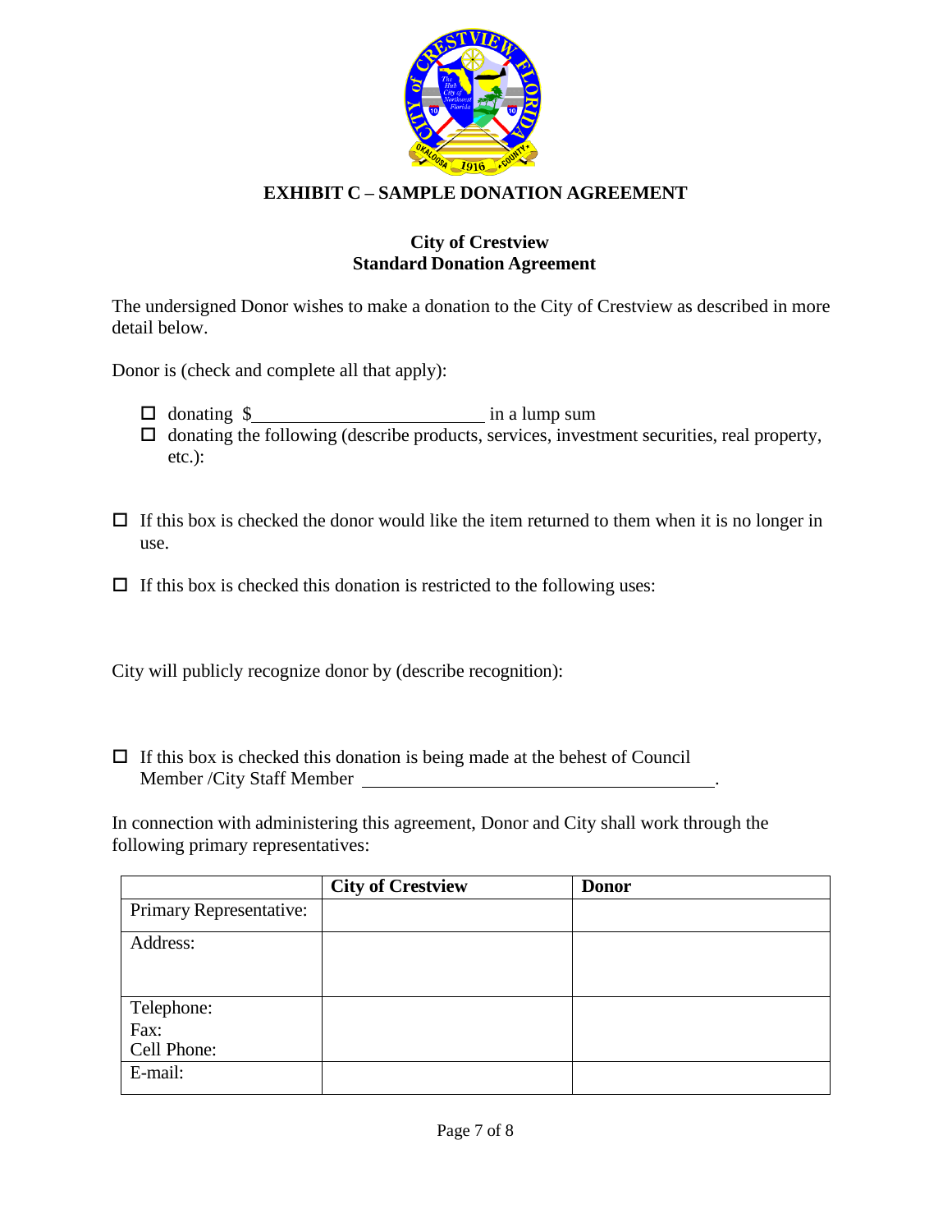# EXHIBIT C – SAMPLE DONATION AGREEMENT

## City of Crestview
## Standard Donation Agreement

The undersigned Donor wishes to make a donation to the City of Crestview as described in more detail below.

Donor is (check and complete all that apply):

- ☐ donating $________________________ in a lump sum
- ☐ donating the following (describe products, services, investment securities, real property, etc.):

☐ If this box is checked the donor would like the item returned to them when it is no longer in use.

☐ If this box is checked this donation is restricted to the following uses:

City will publicly recognize donor by (describe recognition):

☐ If this box is checked this donation is being made at the behest of Council Member /City Staff Member ____________________________________.

In connection with administering this agreement, Donor and City shall work through the following primary representatives:

| | City of Crestview | Donor |
|---|---|---|
| Primary Representative: | | |
| Address: | | |
| Telephone:<br>Fax:<br>Cell Phone: | | |
| E-mail: | | |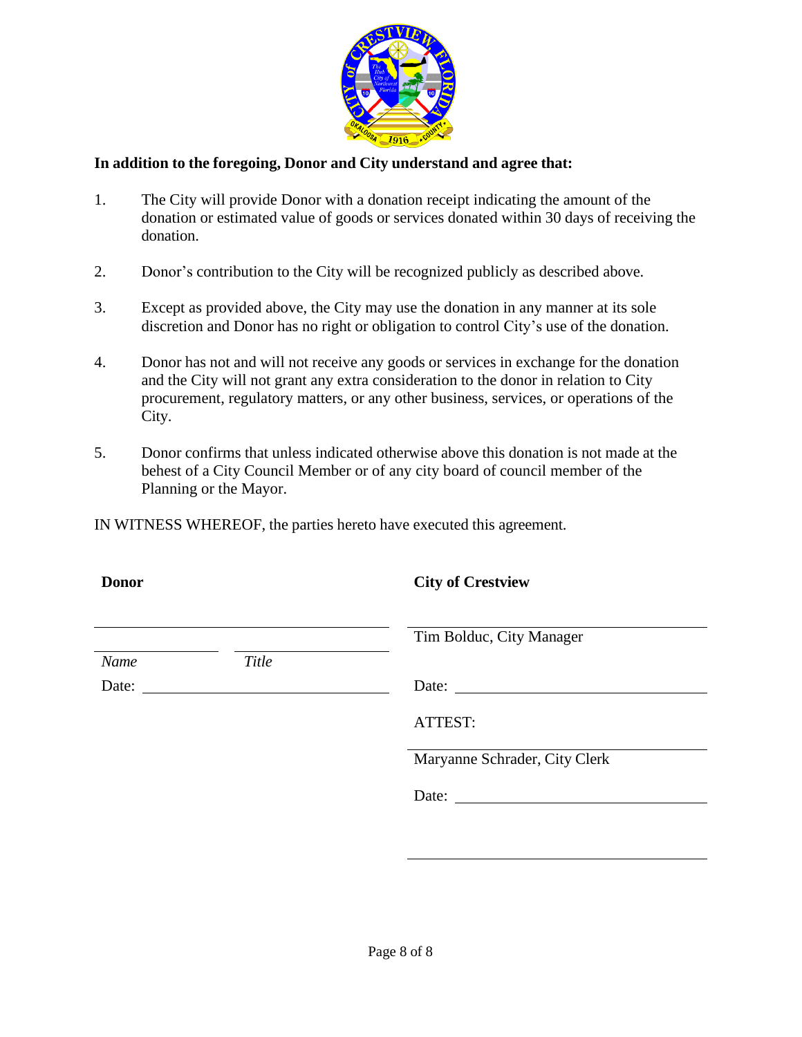**In addition to the foregoing, Donor and City understand and agree that:**

1. The City will provide Donor with a donation receipt indicating the amount of the donation or estimated value of goods or services donated within 30 days of receiving the donation.

2. Donor's contribution to the City will be recognized publicly as described above.

3. Except as provided above, the City may use the donation in any manner at its sole discretion and Donor has no right or obligation to control City's use of the donation.

4. Donor has not and will not receive any goods or services in exchange for the donation and the City will not grant any extra consideration to the donor in relation to City procurement, regulatory matters, or any other business, services, or operations of the City.

5. Donor confirms that unless indicated otherwise above this donation is not made at the behest of a City Council Member or of any city board of council member of the Planning or the Mayor.

IN WITNESS WHEREOF, the parties hereto have executed this agreement.

**Donor**

\_\_\_\_\_\_\_\_\_\_\_\_\_\_\_\_\_\_\_\_\_\_\_\_\_\_\_\_\_\_\_\_

\_\_\_\_\_\_\_\_\_\_\_\_\_\_\_\_ \_\_\_\_\_\_\_\_\_\_\_\_\_\_\_\_

*Name* *Title*

Date: \_\_\_\_\_\_\_\_\_\_\_\_\_\_\_\_\_\_\_\_\_\_\_\_

**City of Crestview**

\_\_\_\_\_\_\_\_\_\_\_\_\_\_\_\_\_\_\_\_\_\_\_\_\_\_\_\_\_\_\_\_

Tim Bolduc, City Manager

Date: \_\_\_\_\_\_\_\_\_\_\_\_\_\_\_\_\_\_\_\_\_\_\_\_

ATTEST:

\_\_\_\_\_\_\_\_\_\_\_\_\_\_\_\_\_\_\_\_\_\_\_\_\_\_\_\_\_\_\_\_

Maryanne Schrader, City Clerk

Date: \_\_\_\_\_\_\_\_\_\_\_\_\_\_\_\_\_\_\_\_\_\_\_\_

\_\_\_\_\_\_\_\_\_\_\_\_\_\_\_\_\_\_\_\_\_\_\_\_\_\_\_\_\_\_\_\_